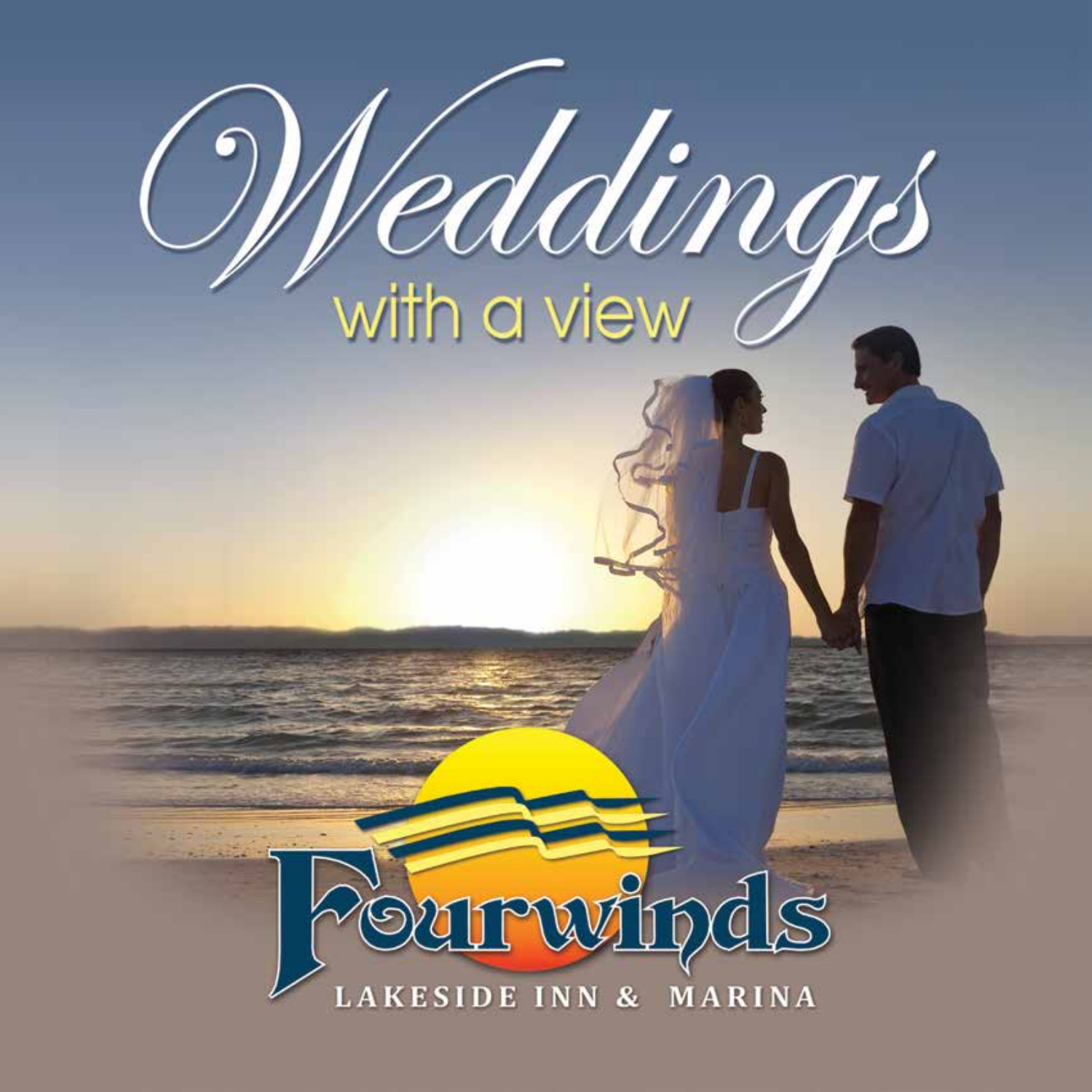# Weddings

with a view

Fourwinds

LAKESIDE INN & MARINA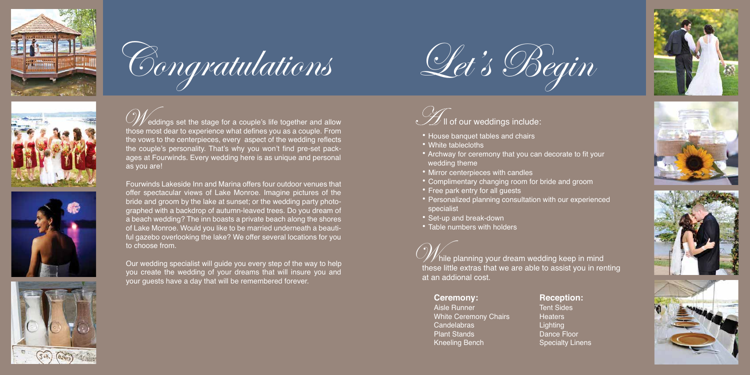# Congratulations

Weddings set the stage for a couple's life together and allow those most dear to experience what defines you as a couple. From the vows to the centerpieces, every aspect of the wedding reflects the couple's personality. That's why you won't find pre-set packages at Fourwinds. Every wedding here is as unique and personal as you are!

Fourwinds Lakeside Inn and Marina offers four outdoor venues that offer spectacular views of Lake Monroe. Imagine pictures of the bride and groom by the lake at sunset; or the wedding party photographed with a backdrop of autumn-leaved trees. Do you dream of a beach wedding? The inn boasts a private beach along the shores of Lake Monroe. Would you like to be married underneath a beautiful gazebo overlooking the lake? We offer several locations for you to choose from.

Our wedding specialist will guide you every step of the way to help you create the wedding of your dreams that will insure you and your guests have a day that will be remembered forever.

# Let's Begin

All of our weddings include:

- House banquet tables and chairs
- White tablecloths
- Archway for ceremony that you can decorate to fit your wedding theme
- Mirror centerpieces with candles
- Complimentary changing room for bride and groom
- Free park entry for all guests
- Personalized planning consultation with our experienced specialist
- Set-up and break-down
- Table numbers with holders

While planning your dream wedding keep in mind these little extras that we are able to assist you in renting at an addional cost.

**Ceremony:**
Aisle Runner
White Ceremony Chairs
Candelabras
Plant Stands
Kneeling Bench

**Reception:**
Tent Sides
Heaters
Lighting
Dance Floor
Specialty Linens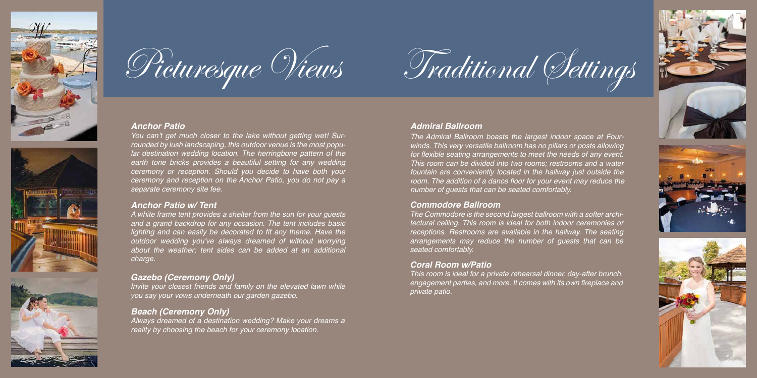# Picturesque Views

### Anchor Patio

*You can't get much closer to the lake without getting wet! Surrounded by lush landscaping, this outdoor venue is the most popular destination wedding location. The herringbone pattern of the earth tone bricks provides a beautiful setting for any wedding ceremony or reception. Should you decide to have both your ceremony and reception on the Anchor Patio, you do not pay a separate ceremony site fee.*

### Anchor Patio w/ Tent

*A white frame tent provides a shelter from the sun for your guests and a grand backdrop for any occasion. The tent includes basic lighting and can easily be decorated to fit any theme. Have the outdoor wedding you've always dreamed of without worrying about the weather; tent sides can be added at an additional charge.*

### Gazebo (Ceremony Only)

*Invite your closest friends and family on the elevated lawn while you say your vows underneath our garden gazebo.*

### Beach (Ceremony Only)

*Always dreamed of a destination wedding? Make your dreams a reality by choosing the beach for your ceremony location.*

# Traditional Settings

### Admiral Ballroom

*The Admiral Ballroom boasts the largest indoor space at Fourwinds. This very versatile ballroom has no pillars or posts allowing for flexible seating arrangements to meet the needs of any event. This room can be divided into two rooms; restrooms and a water fountain are conveniently located in the hallway just outside the room. The addition of a dance floor for your event may reduce the number of guests that can be seated comfortably.*

### Commodore Ballroom

*The Commodore is the second largest ballroom with a softer architectural ceiling. This room is ideal for both indoor ceremonies or receptions. Restrooms are available in the hallway. The seating arrangements may reduce the number of guests that can be seated comfortably.*

### Coral Room w/Patio

*This room is ideal for a private rehearsal dinner, day-after brunch, engagement parties, and more. It comes with its own fireplace and private patio.*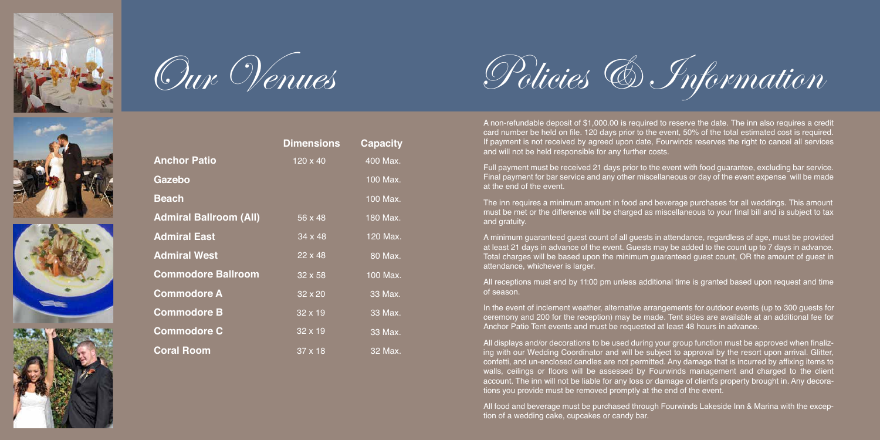# Our Venues

| | Dimensions | Capacity |
|---|---|---|
| **Anchor Patio** | 120 x 40 | 400 Max. |
| **Gazebo** | | 100 Max. |
| **Beach** | | 100 Max. |
| **Admiral Ballroom (All)** | 56 x 48 | 180 Max. |
| **Admiral East** | 34 x 48 | 120 Max. |
| **Admiral West** | 22 x 48 | 80 Max. |
| **Commodore Ballroom** | 32 x 58 | 100 Max. |
| **Commodore A** | 32 x 20 | 33 Max. |
| **Commodore B** | 32 x 19 | 33 Max. |
| **Commodore C** | 32 x 19 | 33 Max. |
| **Coral Room** | 37 x 18 | 32 Max. |

# Policies & Information

A non-refundable deposit of $1,000.00 is required to reserve the date. The inn also requires a credit card number be held on file. 120 days prior to the event, 50% of the total estimated cost is required. If payment is not received by agreed upon date, Fourwinds reserves the right to cancel all services and will not be held responsible for any further costs.

Full payment must be received 21 days prior to the event with food guarantee, excluding bar service. Final payment for bar service and any other miscellaneous or day of the event expense will be made at the end of the event.

The inn requires a minimum amount in food and beverage purchases for all weddings. This amount must be met or the difference will be charged as miscellaneous to your final bill and is subject to tax and gratuity.

A minimum guaranteed guest count of all guests in attendance, regardless of age, must be provided at least 21 days in advance of the event. Guests may be added to the count up to 7 days in advance. Total charges will be based upon the minimum guaranteed guest count, OR the amount of guest in attendance, whichever is larger.

All receptions must end by 11:00 pm unless additional time is granted based upon request and time of season.

In the event of inclement weather, alternative arrangements for outdoor events (up to 300 guests for ceremony and 200 for the reception) may be made. Tent sides are available at an additional fee for Anchor Patio Tent events and must be requested at least 48 hours in advance.

All displays and/or decorations to be used during your group function must be approved when finalizing with our Wedding Coordinator and will be subject to approval by the resort upon arrival. Glitter, confetti, and un-enclosed candles are not permitted. Any damage that is incurred by affixing items to walls, ceilings or floors will be assessed by Fourwinds management and charged to the client account. The inn will not be liable for any loss or damage of client's property brought in. Any decorations you provide must be removed promptly at the end of the event.

All food and beverage must be purchased through Fourwinds Lakeside Inn & Marina with the exception of a wedding cake, cupcakes or candy bar.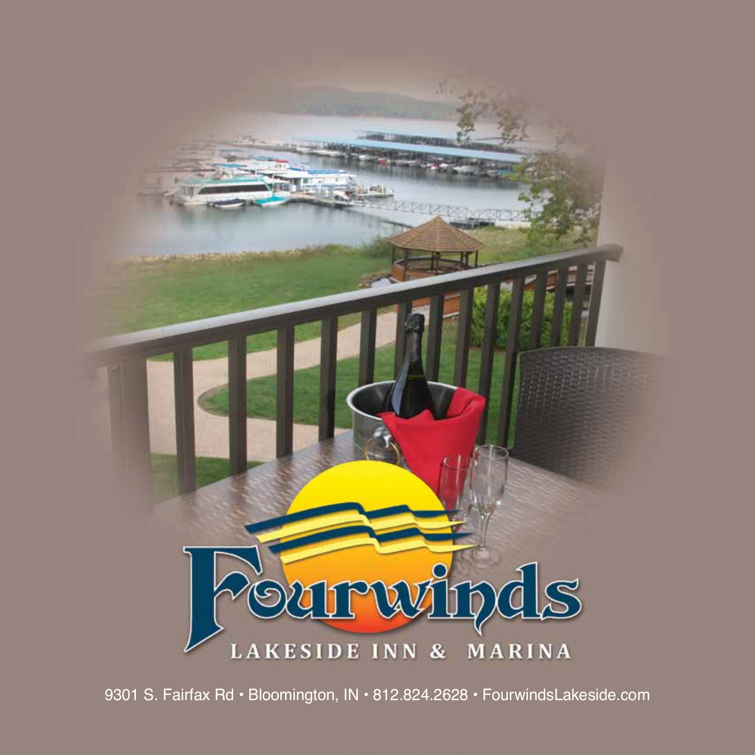# Fourwinds

LAKESIDE INN & MARINA

9301 S. Fairfax Rd • Bloomington, IN • 812.824.2628 • FourwindsLakeside.com